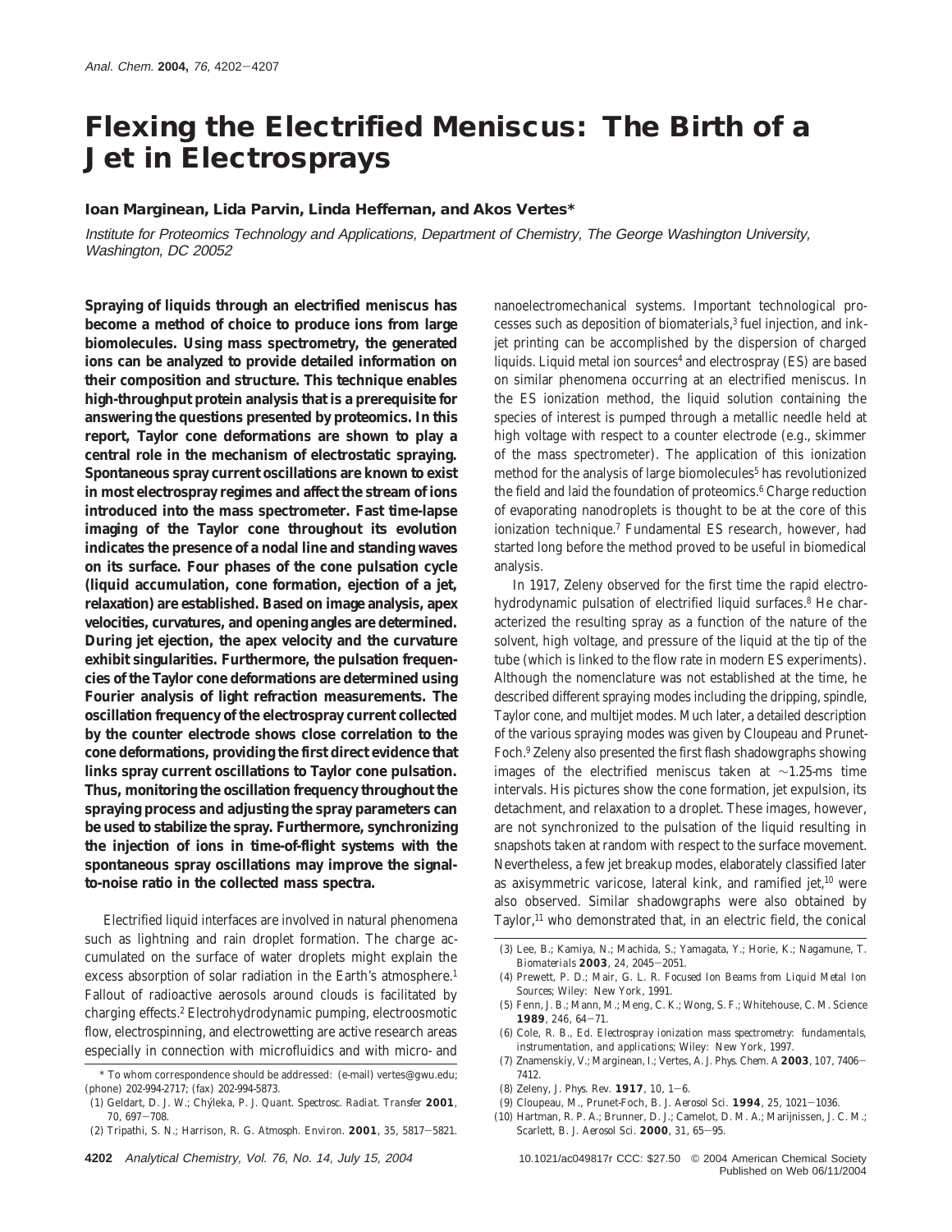# Flexing the Electrified Meniscus: The Birth of a Jet in Electrosprays

**Ioan Marginean, Lida Parvin, Linda Heffernan, and Akos Vertes***

*Institute for Proteomics Technology and Applications, Department of Chemistry, The George Washington University, Washington, DC 20052*

**Spraying of liquids through an electrified meniscus has become a method of choice to produce ions from large biomolecules. Using mass spectrometry, the generated ions can be analyzed to provide detailed information on their composition and structure. This technique enables high-throughput protein analysis that is a prerequisite for answering the questions presented by proteomics. In this report, Taylor cone deformations are shown to play a central role in the mechanism of electrostatic spraying. Spontaneous spray current oscillations are known to exist in most electrospray regimes and affect the stream of ions introduced into the mass spectrometer. Fast time-lapse imaging of the Taylor cone throughout its evolution indicates the presence of a nodal line and standing waves on its surface. Four phases of the cone pulsation cycle (liquid accumulation, cone formation, ejection of a jet, relaxation) are established. Based on image analysis, apex velocities, curvatures, and opening angles are determined. During jet ejection, the apex velocity and the curvature exhibit singularities. Furthermore, the pulsation frequencies of the Taylor cone deformations are determined using Fourier analysis of light refraction measurements. The oscillation frequency of the electrospray current collected by the counter electrode shows close correlation to the cone deformations, providing the first direct evidence that links spray current oscillations to Taylor cone pulsation. Thus, monitoring the oscillation frequency throughout the spraying process and adjusting the spray parameters can be used to stabilize the spray. Furthermore, synchronizing the injection of ions in time-of-flight systems with the spontaneous spray oscillations may improve the signal-to-noise ratio in the collected mass spectra.**

Electrified liquid interfaces are involved in natural phenomena such as lightning and rain droplet formation. The charge accumulated on the surface of water droplets might explain the excess absorption of solar radiation in the Earth's atmosphere.[1] Fallout of radioactive aerosols around clouds is facilitated by charging effects.[2] Electrohydrodynamic pumping, electroosmotic flow, electrospinning, and electrowetting are active research areas especially in connection with microfluidics and with micro- and nanoelectromechanical systems. Important technological processes such as deposition of biomaterials,[3] fuel injection, and ink-jet printing can be accomplished by the dispersion of charged liquids. Liquid metal ion sources[4] and electrospray (ES) are based on similar phenomena occurring at an electrified meniscus. In the ES ionization method, the liquid solution containing the species of interest is pumped through a metallic needle held at high voltage with respect to a counter electrode (e.g., skimmer of the mass spectrometer). The application of this ionization method for the analysis of large biomolecules[5] has revolutionized the field and laid the foundation of proteomics.[6] Charge reduction of evaporating nanodroplets is thought to be at the core of this ionization technique.[7] Fundamental ES research, however, had started long before the method proved to be useful in biomedical analysis.

In 1917, Zeleny observed for the first time the rapid electrohydrodynamic pulsation of electrified liquid surfaces.[8] He characterized the resulting spray as a function of the nature of the solvent, high voltage, and pressure of the liquid at the tip of the tube (which is linked to the flow rate in modern ES experiments). Although the nomenclature was not established at the time, he described different spraying modes including the dripping, spindle, Taylor cone, and multijet modes. Much later, a detailed description of the various spraying modes was given by Cloupeau and Prunet-Foch.[9] Zeleny also presented the first flash shadowgraphs showing images of the electrified meniscus taken at ~1.25-ms time intervals. His pictures show the cone formation, jet expulsion, its detachment, and relaxation to a droplet. These images, however, are not synchronized to the pulsation of the liquid resulting in snapshots taken at random with respect to the surface movement. Nevertheless, a few jet breakup modes, elaborately classified later as axisymmetric varicose, lateral kink, and ramified jet,[10] were also observed. Similar shadowgraphs were also obtained by Taylor,[11] who demonstrated that, in an electric field, the conical

\* To whom correspondence should be addressed: (e-mail) vertes@gwu.edu; (phone) 202-994-2717; (fax) 202-994-5873.

(1) Geldart, D. J. W.; Chýlek, P. *J. Quant. Spectrosc. Radiat. Transfer* **2001**, 70, 697–708.

(2) Tripathi, S. N.; Harrison, R. G. *Atmosph. Environ.* **2001**, 35, 5817–5821.

(3) Lee, B.; Kamiya, N.; Machida, S.; Yamagata, Y.; Horie, K.; Nagamune, T. *Biomaterials* **2003**, 24, 2045–2051.

(4) Prewett, P. D.; Mair, G. L. R. *Focused Ion Beams from Liquid Metal Ion Sources*; Wiley: New York, 1991.

(5) Fenn, J. B.; Mann, M.; Meng, C. K.; Wong, S. F.; Whitehouse, C. M. *Science* **1989**, 246, 64–71.

(6) Cole, R. B., Ed. *Electrospray ionization mass spectrometry: fundamentals, instrumentation, and applications*; Wiley: New York, 1997.

(7) Znamenskiy, V.; Marginean, I.; Vertes, A. *J. Phys. Chem. A* **2003**, 107, 7406–7412.

(8) Zeleny, J. *Phys. Rev.* **1917**, 10, 1–6.

(9) Cloupeau, M., Prunet-Foch, B. *J. Aerosol Sci.* **1994**, 25, 1021–1036.

(10) Hartman, R. P. A.; Brunner, D. J.; Camelot, D. M. A.; Marijnissen, J. C. M.; Scarlett, B. *J. Aerosol Sci.* **2000**, 31, 65–95.

10.1021/ac049817r CCC: $27.50 © 2004 American Chemical Society
Published on Web 06/11/2004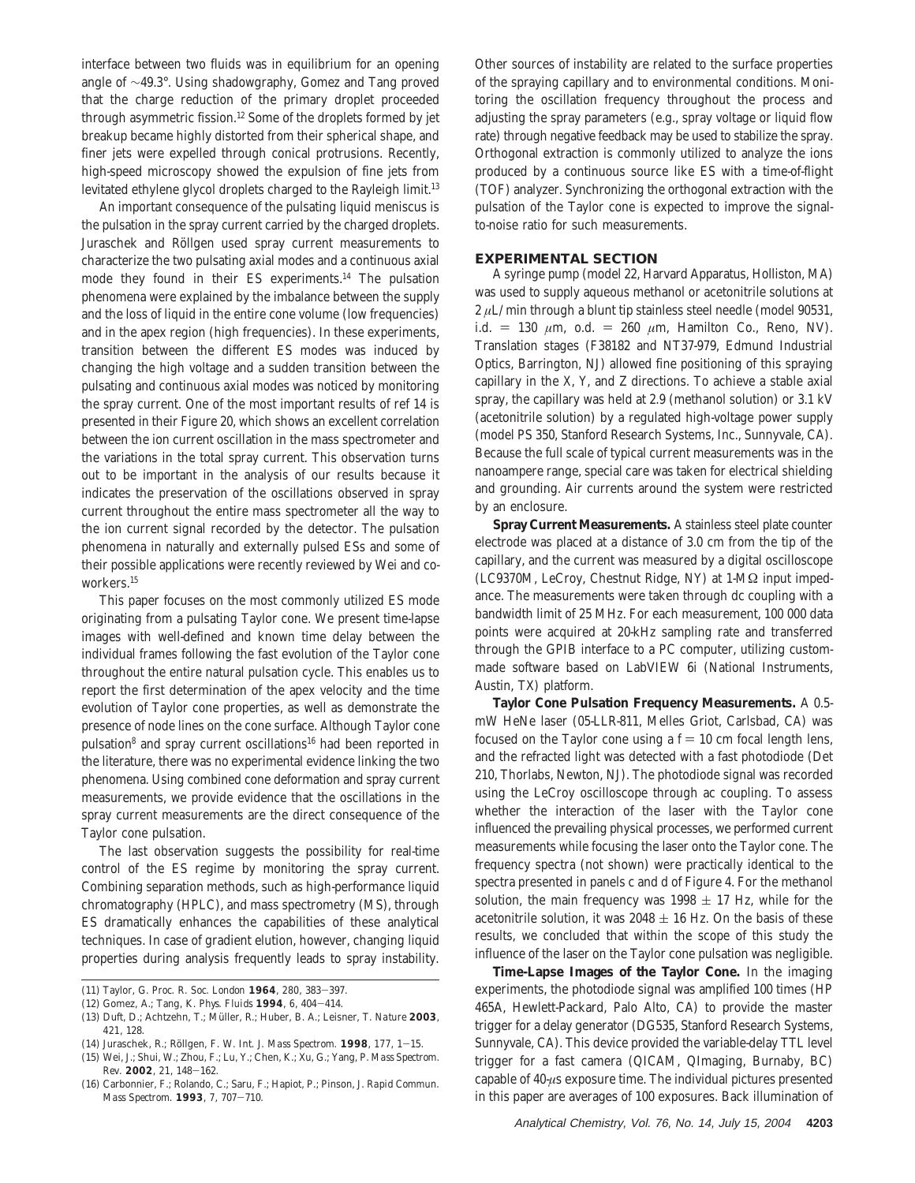interface between two fluids was in equilibrium for an opening angle of ~49.3°. Using shadowgraphy, Gomez and Tang proved that the charge reduction of the primary droplet proceeded through asymmetric fission.[12] Some of the droplets formed by jet breakup became highly distorted from their spherical shape, and finer jets were expelled through conical protrusions. Recently, high-speed microscopy showed the expulsion of fine jets from levitated ethylene glycol droplets charged to the Rayleigh limit.[13]

An important consequence of the pulsating liquid meniscus is the pulsation in the spray current carried by the charged droplets. Juraschek and Röllgen used spray current measurements to characterize the two pulsating axial modes and a continuous axial mode they found in their ES experiments.[14] The pulsation phenomena were explained by the imbalance between the supply and the loss of liquid in the entire cone volume (low frequencies) and in the apex region (high frequencies). In these experiments, transition between the different ES modes was induced by changing the high voltage and a sudden transition between the pulsating and continuous axial modes was noticed by monitoring the spray current. One of the most important results of ref 14 is presented in their Figure 20, which shows an excellent correlation between the ion current oscillation in the mass spectrometer and the variations in the total spray current. This observation turns out to be important in the analysis of our results because it indicates the preservation of the oscillations observed in spray current throughout the entire mass spectrometer all the way to the ion current signal recorded by the detector. The pulsation phenomena in naturally and externally pulsed ESs and some of their possible applications were recently reviewed by Wei and coworkers.[15]

This paper focuses on the most commonly utilized ES mode originating from a pulsating Taylor cone. We present time-lapse images with well-defined and known time delay between the individual frames following the fast evolution of the Taylor cone throughout the entire natural pulsation cycle. This enables us to report the first determination of the apex velocity and the time evolution of Taylor cone properties, as well as demonstrate the presence of node lines on the cone surface. Although Taylor cone pulsation[8] and spray current oscillations[16] had been reported in the literature, there was no experimental evidence linking the two phenomena. Using combined cone deformation and spray current measurements, we provide evidence that the oscillations in the spray current measurements are the direct consequence of the Taylor cone pulsation.

The last observation suggests the possibility for real-time control of the ES regime by monitoring the spray current. Combining separation methods, such as high-performance liquid chromatography (HPLC), and mass spectrometry (MS), through ES dramatically enhances the capabilities of these analytical techniques. In case of gradient elution, however, changing liquid properties during analysis frequently leads to spray instability. Other sources of instability are related to the surface properties of the spraying capillary and to environmental conditions. Monitoring the oscillation frequency throughout the process and adjusting the spray parameters (e.g., spray voltage or liquid flow rate) through negative feedback may be used to stabilize the spray. Orthogonal extraction is commonly utilized to analyze the ions produced by a continuous source like ES with a time-of-flight (TOF) analyzer. Synchronizing the orthogonal extraction with the pulsation of the Taylor cone is expected to improve the signal-to-noise ratio for such measurements.

## EXPERIMENTAL SECTION

A syringe pump (model 22, Harvard Apparatus, Holliston, MA) was used to supply aqueous methanol or acetonitrile solutions at 2 $\mu$L/min through a blunt tip stainless steel needle (model 90531, i.d. = 130 $\mu$m, o.d. = 260 $\mu$m, Hamilton Co., Reno, NV). Translation stages (F38182 and NT37-979, Edmund Industrial Optics, Barrington, NJ) allowed fine positioning of this spraying capillary in the X, Y, and Z directions. To achieve a stable axial spray, the capillary was held at 2.9 (methanol solution) or 3.1 kV (acetonitrile solution) by a regulated high-voltage power supply (model PS 350, Stanford Research Systems, Inc., Sunnyvale, CA). Because the full scale of typical current measurements was in the nanoampere range, special care was taken for electrical shielding and grounding. Air currents around the system were restricted by an enclosure.

**Spray Current Measurements.** A stainless steel plate counter electrode was placed at a distance of 3.0 cm from the tip of the capillary, and the current was measured by a digital oscilloscope (LC9370M, LeCroy, Chestnut Ridge, NY) at 1-M$\Omega$ input impedance. The measurements were taken through dc coupling with a bandwidth limit of 25 MHz. For each measurement, 100 000 data points were acquired at 20-kHz sampling rate and transferred through the GPIB interface to a PC computer, utilizing custom-made software based on LabVIEW 6i (National Instruments, Austin, TX) platform.

**Taylor Cone Pulsation Frequency Measurements.** A 0.5-mW HeNe laser (05-LLR-811, Melles Griot, Carlsbad, CA) was focused on the Taylor cone using a f = 10 cm focal length lens, and the refracted light was detected with a fast photodiode (Det 210, Thorlabs, Newton, NJ). The photodiode signal was recorded using the LeCroy oscilloscope through ac coupling. To assess whether the interaction of the laser with the Taylor cone influenced the prevailing physical processes, we performed current measurements while focusing the laser onto the Taylor cone. The frequency spectra (not shown) were practically identical to the spectra presented in panels c and d of Figure 4. For the methanol solution, the main frequency was 1998 $\pm$ 17 Hz, while for the acetonitrile solution, it was 2048 $\pm$ 16 Hz. On the basis of these results, we concluded that within the scope of this study the influence of the laser on the Taylor cone pulsation was negligible.

**Time-Lapse Images of the Taylor Cone.** In the imaging experiments, the photodiode signal was amplified 100 times (HP 465A, Hewlett-Packard, Palo Alto, CA) to provide the master trigger for a delay generator (DG535, Stanford Research Systems, Sunnyvale, CA). This device provided the variable-delay TTL level trigger for a fast camera (QICAM, QImaging, Burnaby, BC) capable of 40-$\mu$s exposure time. The individual pictures presented in this paper are averages of 100 exposures. Back illumination of

(11) Taylor, G. *Proc. R. Soc. London* **1964**, *280*, 383–397.
(12) Gomez, A.; Tang, K. *Phys. Fluids* **1994**, *6*, 404–414.
(13) Duft, D.; Achtzehn, T.; Müller, R.; Huber, B. A.; Leisner, T. *Nature* **2003**, *421*, 128.
(14) Juraschek, R.; Röllgen, F. W. *Int. J. Mass Spectrom.* **1998**, *177*, 1–15.
(15) Wei, J.; Shui, W.; Zhou, F.; Lu, Y.; Chen, K.; Xu, G.; Yang, P. *Mass Spectrom. Rev.* **2002**, *21*, 148–162.
(16) Carbonnier, F.; Rolando, C.; Saru, F.; Hapiot, P.; Pinson, J. *Rapid Commun. Mass Spectrom.* **1993**, *7*, 707–710.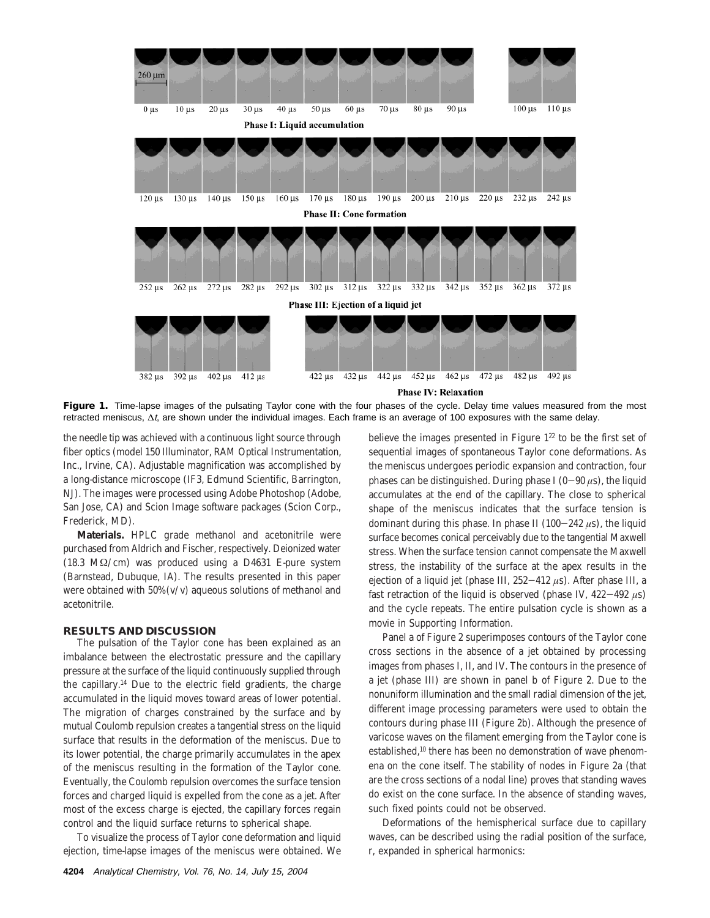Figure 1. Time-lapse images of the pulsating Taylor cone with the four phases of the cycle. Delay time values measured from the most retracted meniscus, $\Delta t$, are shown under the individual images. Each frame is an average of 100 exposures with the same delay.

the needle tip was achieved with a continuous light source through fiber optics (model 150 Illuminator, RAM Optical Instrumentation, Inc., Irvine, CA). Adjustable magnification was accomplished by a long-distance microscope (IF3, Edmund Scientific, Barrington, NJ). The images were processed using Adobe Photoshop (Adobe, San Jose, CA) and Scion Image software packages (Scion Corp., Frederick, MD).

**Materials.** HPLC grade methanol and acetonitrile were purchased from Aldrich and Fischer, respectively. Deionized water (18.3 M$\Omega$/cm) was produced using a D4631 E-pure system (Barnstead, Dubuque, IA). The results presented in this paper were obtained with 50% (v/v) aqueous solutions of methanol and acetonitrile.

## RESULTS AND DISCUSSION

The pulsation of the Taylor cone has been explained as an imbalance between the electrostatic pressure and the capillary pressure at the surface of the liquid continuously supplied through the capillary.[14] Due to the electric field gradients, the charge accumulated in the liquid moves toward areas of lower potential. The migration of charges constrained by the surface and by mutual Coulomb repulsion creates a tangential stress on the liquid surface that results in the deformation of the meniscus. Due to its lower potential, the charge primarily accumulates in the apex of the meniscus resulting in the formation of the Taylor cone. Eventually, the Coulomb repulsion overcomes the surface tension forces and charged liquid is expelled from the cone as a jet. After most of the excess charge is ejected, the capillary forces regain control and the liquid surface returns to spherical shape.

To visualize the process of Taylor cone deformation and liquid ejection, time-lapse images of the meniscus were obtained. We believe the images presented in Figure 1[22] to be the first set of sequential images of spontaneous Taylor cone deformations. As the meniscus undergoes periodic expansion and contraction, four phases can be distinguished. During phase I (0–90 $\mu$s), the liquid accumulates at the end of the capillary. The close to spherical shape of the meniscus indicates that the surface tension is dominant during this phase. In phase II (100–242 $\mu$s), the liquid surface becomes conical perceivably due to the tangential Maxwell stress. When the surface tension cannot compensate the Maxwell stress, the instability of the surface at the apex results in the ejection of a liquid jet (phase III, 252–412 $\mu$s). After phase III, a fast retraction of the liquid is observed (phase IV, 422–492 $\mu$s) and the cycle repeats. The entire pulsation cycle is shown as a movie in Supporting Information.

Panel a of Figure 2 superimposes contours of the Taylor cone cross sections in the absence of a jet obtained by processing images from phases I, II, and IV. The contours in the presence of a jet (phase III) are shown in panel b of Figure 2. Due to the nonuniform illumination and the small radial dimension of the jet, different image processing parameters were used to obtain the contours during phase III (Figure 2b). Although the presence of varicose waves on the filament emerging from the Taylor cone is established,[10] there has been no demonstration of wave phenomena on the cone itself. The stability of nodes in Figure 2a (that are the cross sections of a nodal line) proves that standing waves do exist on the cone surface. In the absence of standing waves, such fixed points could not be observed.

Deformations of the hemispherical surface due to capillary waves, can be described using the radial position of the surface, $r$, expanded in spherical harmonics: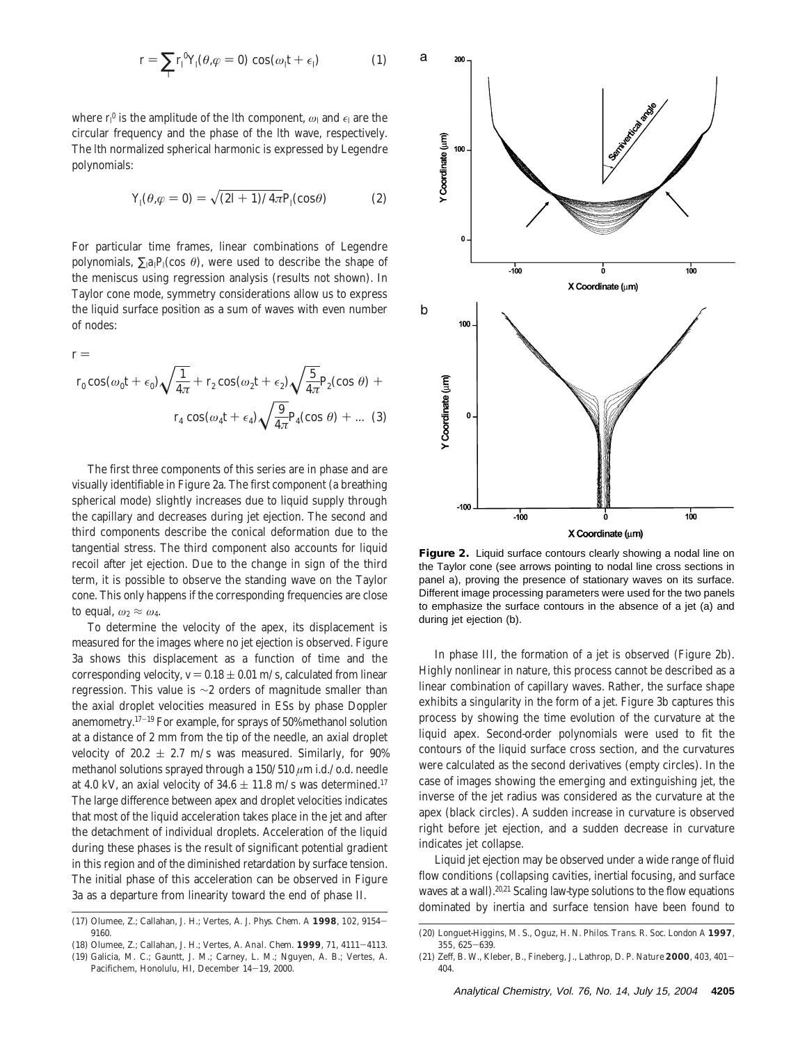$$r = \sum_l r_l^0 Y_l(\theta,\varphi = 0) \cos(\omega_l t + \epsilon_l) \quad (1)$$

where $r_l^0$ is the amplitude of the $l$th component, $\omega_l$ and $\epsilon_l$ are the circular frequency and the phase of the $l$th wave, respectively. The $l$th normalized spherical harmonic is expressed by Legendre polynomials:

$$Y_l(\theta,\varphi = 0) = \sqrt{(2l + 1)/4\pi} P_l(\cos\theta) \quad (2)$$

For particular time frames, linear combinations of Legendre polynomials, $\sum_l a_l P_l(\cos\theta)$, were used to describe the shape of the meniscus using regression analysis (results not shown). In Taylor cone mode, symmetry considerations allow us to express the liquid surface position as a sum of waves with even number of nodes:

$$r = r_0 \cos(\omega_0 t + \epsilon_0)\sqrt{\frac{1}{4\pi}} + r_2 \cos(\omega_2 t + \epsilon_2)\sqrt{\frac{5}{4\pi}} P_2(\cos\theta) + r_4 \cos(\omega_4 t + \epsilon_4)\sqrt{\frac{9}{4\pi}} P_4(\cos\theta) + ... \quad (3)$$

The first three components of this series are in phase and are visually identifiable in Figure 2a. The first component (a breathing spherical mode) slightly increases due to liquid supply through the capillary and decreases during jet ejection. The second and third components describe the conical deformation due to the tangential stress. The third component also accounts for liquid recoil after jet ejection. Due to the change in sign of the third term, it is possible to observe the standing wave on the Taylor cone. This only happens if the corresponding frequencies are close to equal, $\omega_2 \approx \omega_4$.

To determine the velocity of the apex, its displacement is measured for the images where no jet ejection is observed. Figure 3a shows this displacement as a function of time and the corresponding velocity, $v = 0.18 \pm 0.01$ m/s, calculated from linear regression. This value is ~2 orders of magnitude smaller than the axial droplet velocities measured in ESs by phase Doppler anemometry.[17−19] For example, for sprays of 50% methanol solution at a distance of 2 mm from the tip of the needle, an axial droplet velocity of $20.2 \pm 2.7$ m/s was measured. Similarly, for 90% methanol solutions sprayed through a 150/510 $\mu$m i.d./o.d. needle at 4.0 kV, an axial velocity of $34.6 \pm 11.8$ m/s was determined.[17] The large difference between apex and droplet velocities indicates that most of the liquid acceleration takes place in the jet and after the detachment of individual droplets. Acceleration of the liquid during these phases is the result of significant potential gradient in this region and of the diminished retardation by surface tension. The initial phase of this acceleration can be observed in Figure 3a as a departure from linearity toward the end of phase II.

**Figure 2.** Liquid surface contours clearly showing a nodal line on the Taylor cone (see arrows pointing to nodal line cross sections in panel a), proving the presence of stationary waves on its surface. Different image processing parameters were used for the two panels to emphasize the surface contours in the absence of a jet (a) and during jet ejection (b).

In phase III, the formation of a jet is observed (Figure 2b). Highly nonlinear in nature, this process cannot be described as a linear combination of capillary waves. Rather, the surface shape exhibits a singularity in the form of a jet. Figure 3b captures this process by showing the time evolution of the curvature at the liquid apex. Second-order polynomials were used to fit the contours of the liquid surface cross section, and the curvatures were calculated as the second derivatives (empty circles). In the case of images showing the emerging and extinguishing jet, the inverse of the jet radius was considered as the curvature at the apex (black circles). A sudden increase in curvature is observed right before jet ejection, and a sudden decrease in curvature indicates jet collapse.

Liquid jet ejection may be observed under a wide range of fluid flow conditions (collapsing cavities, inertial focusing, and surface waves at a wall).[20,21] Scaling law-type solutions to the flow equations dominated by inertia and surface tension have been found to

(17) Olumee, Z.; Callahan, J. H.; Vertes, A. *J. Phys. Chem. A* **1998**, *102*, 9154−9160.

(18) Olumee, Z.; Callahan, J. H.; Vertes, A. *Anal. Chem.* **1999**, *71*, 4111−4113.

(19) Galicia, M. C.; Gauntt, J. M.; Carney, L. M.; Nguyen, A. B.; Vertes, A. Pacifichem, Honolulu, HI, December 14−19, 2000.

(20) Longuet-Higgins, M. S., Oguz, H. N. *Philos. Trans. R. Soc. London A* **1997**, *355*, 625−639.

(21) Zeff, B. W., Kleber, B., Fineberg, J., Lathrop, D. P. *Nature* **2000**, *403*, 401−404.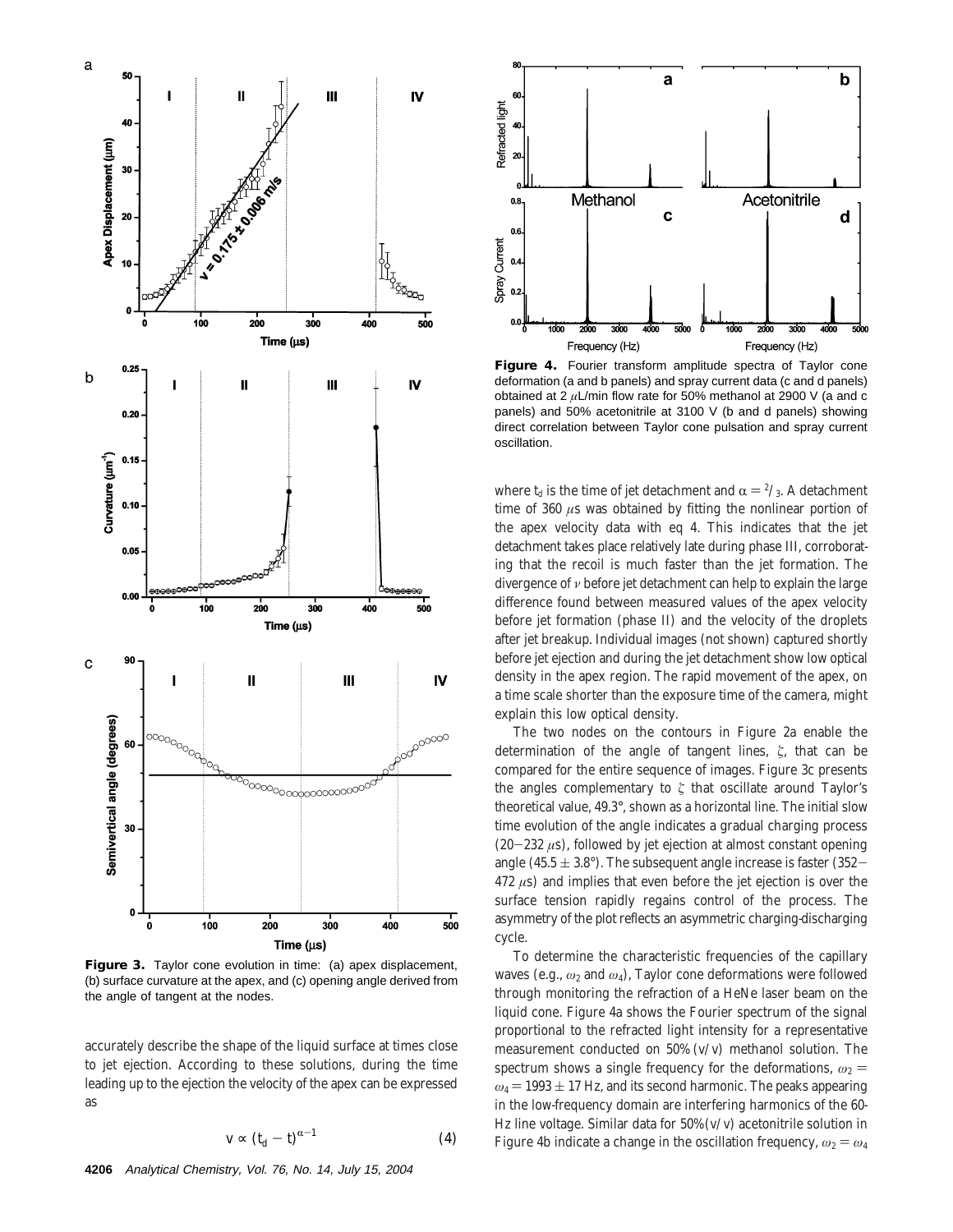**Figure 3.** Taylor cone evolution in time: (a) apex displacement, (b) surface curvature at the apex, and (c) opening angle derived from the angle of tangent at the nodes.

accurately describe the shape of the liquid surface at times close to jet ejection. According to these solutions, during the time leading up to the ejection the velocity of the apex can be expressed as

$$v \propto (t_d - t)^{\alpha - 1} \tag{4}$$

**Figure 4.** Fourier transform amplitude spectra of Taylor cone deformation (a and b panels) and spray current data (c and d panels) obtained at 2 $\mu$L/min flow rate for 50% methanol at 2900 V (a and c panels) and 50% acetonitrile at 3100 V (b and d panels) showing direct correlation between Taylor cone pulsation and spray current oscillation.

where $t_d$ is the time of jet detachment and $\alpha = {}^2/_3$. A detachment time of 360 $\mu$s was obtained by fitting the nonlinear portion of the apex velocity data with eq 4. This indicates that the jet detachment takes place relatively late during phase III, corroborating that the recoil is much faster than the jet formation. The divergence of $v$ before jet detachment can help to explain the large difference found between measured values of the apex velocity before jet formation (phase II) and the velocity of the droplets after jet breakup. Individual images (not shown) captured shortly before jet ejection and during the jet detachment show low optical density in the apex region. The rapid movement of the apex, on a time scale shorter than the exposure time of the camera, might explain this low optical density.

The two nodes on the contours in Figure 2a enable the determination of the angle of tangent lines, $\zeta$, that can be compared for the entire sequence of images. Figure 3c presents the angles complementary to $\zeta$ that oscillate around Taylor's theoretical value, 49.3°, shown as a horizontal line. The initial slow time evolution of the angle indicates a gradual charging process (20−232 $\mu$s), followed by jet ejection at almost constant opening angle (45.5 ± 3.8°). The subsequent angle increase is faster (352−472 $\mu$s) and implies that even before the jet ejection is over the surface tension rapidly regains control of the process. The asymmetry of the plot reflects an asymmetric charging-discharging cycle.

To determine the characteristic frequencies of the capillary waves (e.g., $\omega_2$ and $\omega_4$), Taylor cone deformations were followed through monitoring the refraction of a HeNe laser beam on the liquid cone. Figure 4a shows the Fourier spectrum of the signal proportional to the refracted light intensity for a representative measurement conducted on 50% (v/v) methanol solution. The spectrum shows a single frequency for the deformations, $\omega_2 = \omega_4 = 1993 \pm 17$ Hz, and its second harmonic. The peaks appearing in the low-frequency domain are interfering harmonics of the 60-Hz line voltage. Similar data for 50%(v/v) acetonitrile solution in Figure 4b indicate a change in the oscillation frequency, $\omega_2 = \omega_4$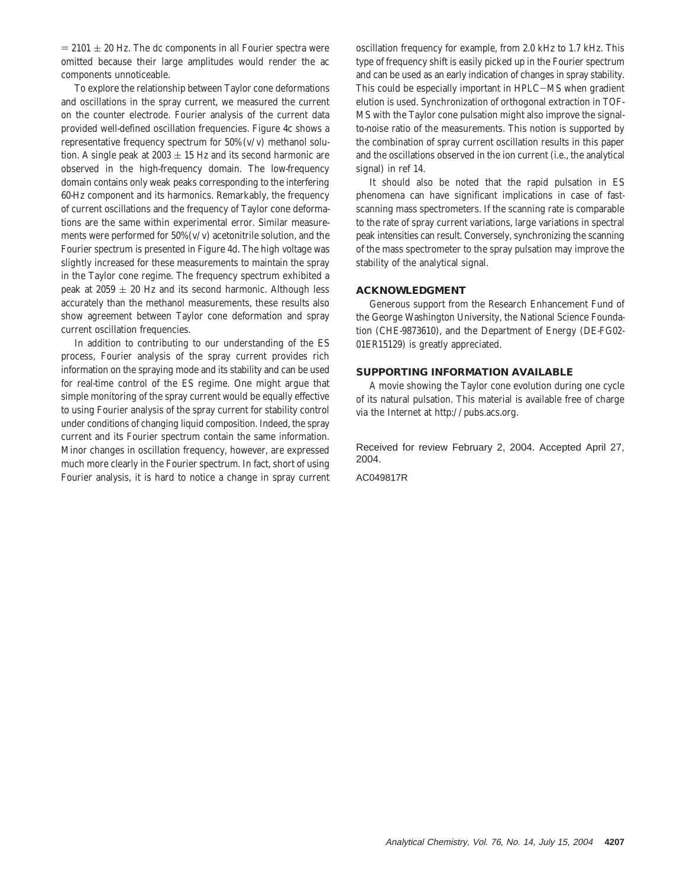= 2101 ± 20 Hz. The dc components in all Fourier spectra were omitted because their large amplitudes would render the ac components unnoticeable.

To explore the relationship between Taylor cone deformations and oscillations in the spray current, we measured the current on the counter electrode. Fourier analysis of the current data provided well-defined oscillation frequencies. Figure 4c shows a representative frequency spectrum for 50% (v/v) methanol solution. A single peak at 2003 ± 15 Hz and its second harmonic are observed in the high-frequency domain. The low-frequency domain contains only weak peaks corresponding to the interfering 60-Hz component and its harmonics. Remarkably, the frequency of current oscillations and the frequency of Taylor cone deformations are the same within experimental error. Similar measurements were performed for 50% (v/v) acetonitrile solution, and the Fourier spectrum is presented in Figure 4d. The high voltage was slightly increased for these measurements to maintain the spray in the Taylor cone regime. The frequency spectrum exhibited a peak at 2059 ± 20 Hz and its second harmonic. Although less accurately than the methanol measurements, these results also show agreement between Taylor cone deformation and spray current oscillation frequencies.

In addition to contributing to our understanding of the ES process, Fourier analysis of the spray current provides rich information on the spraying mode and its stability and can be used for real-time control of the ES regime. One might argue that simple monitoring of the spray current would be equally effective to using Fourier analysis of the spray current for stability control under conditions of changing liquid composition. Indeed, the spray current and its Fourier spectrum contain the same information. Minor changes in oscillation frequency, however, are expressed much more clearly in the Fourier spectrum. In fact, short of using Fourier analysis, it is hard to notice a change in spray current oscillation frequency for example, from 2.0 kHz to 1.7 kHz. This type of frequency shift is easily picked up in the Fourier spectrum and can be used as an early indication of changes in spray stability. This could be especially important in HPLC–MS when gradient elution is used. Synchronization of orthogonal extraction in TOF-MS with the Taylor cone pulsation might also improve the signal-to-noise ratio of the measurements. This notion is supported by the combination of spray current oscillation results in this paper and the oscillations observed in the ion current (i.e., the analytical signal) in ref 14.

It should also be noted that the rapid pulsation in ES phenomena can have significant implications in case of fast-scanning mass spectrometers. If the scanning rate is comparable to the rate of spray current variations, large variations in spectral peak intensities can result. Conversely, synchronizing the scanning of the mass spectrometer to the spray pulsation may improve the stability of the analytical signal.

## ACKNOWLEDGMENT

Generous support from the Research Enhancement Fund of the George Washington University, the National Science Foundation (CHE-9873610), and the Department of Energy (DE-FG02-01ER15129) is greatly appreciated.

## SUPPORTING INFORMATION AVAILABLE

A movie showing the Taylor cone evolution during one cycle of its natural pulsation. This material is available free of charge via the Internet at http://pubs.acs.org.

Received for review February 2, 2004. Accepted April 27, 2004.

AC049817R